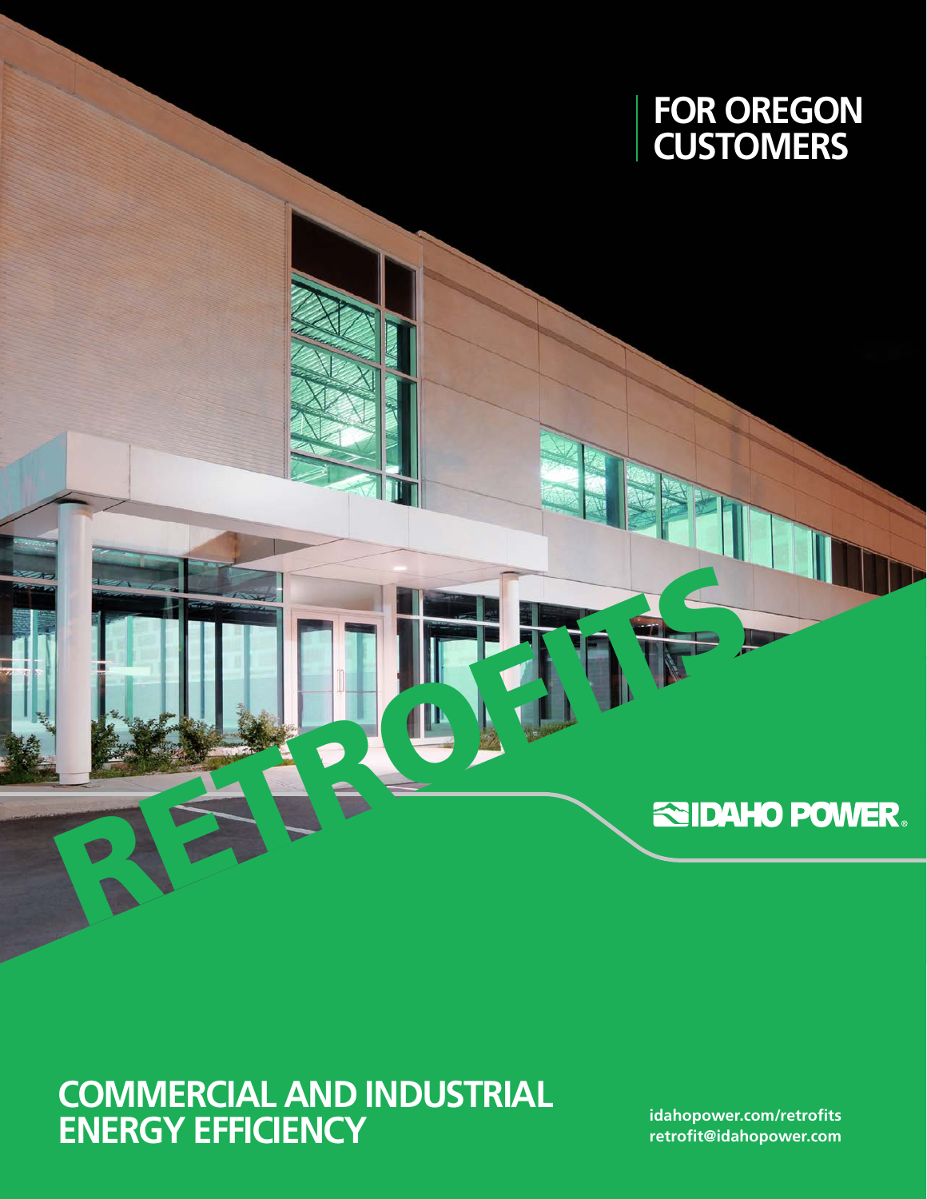# FOR OREGON CUSTOMERS

# RETROFITS

IDAHO POWER®

## COMMERCIAL AND INDUSTRIAL ENERGY EFFICIENCY

**idahopower.com/retrofits**
**retrofit@idahopower.com**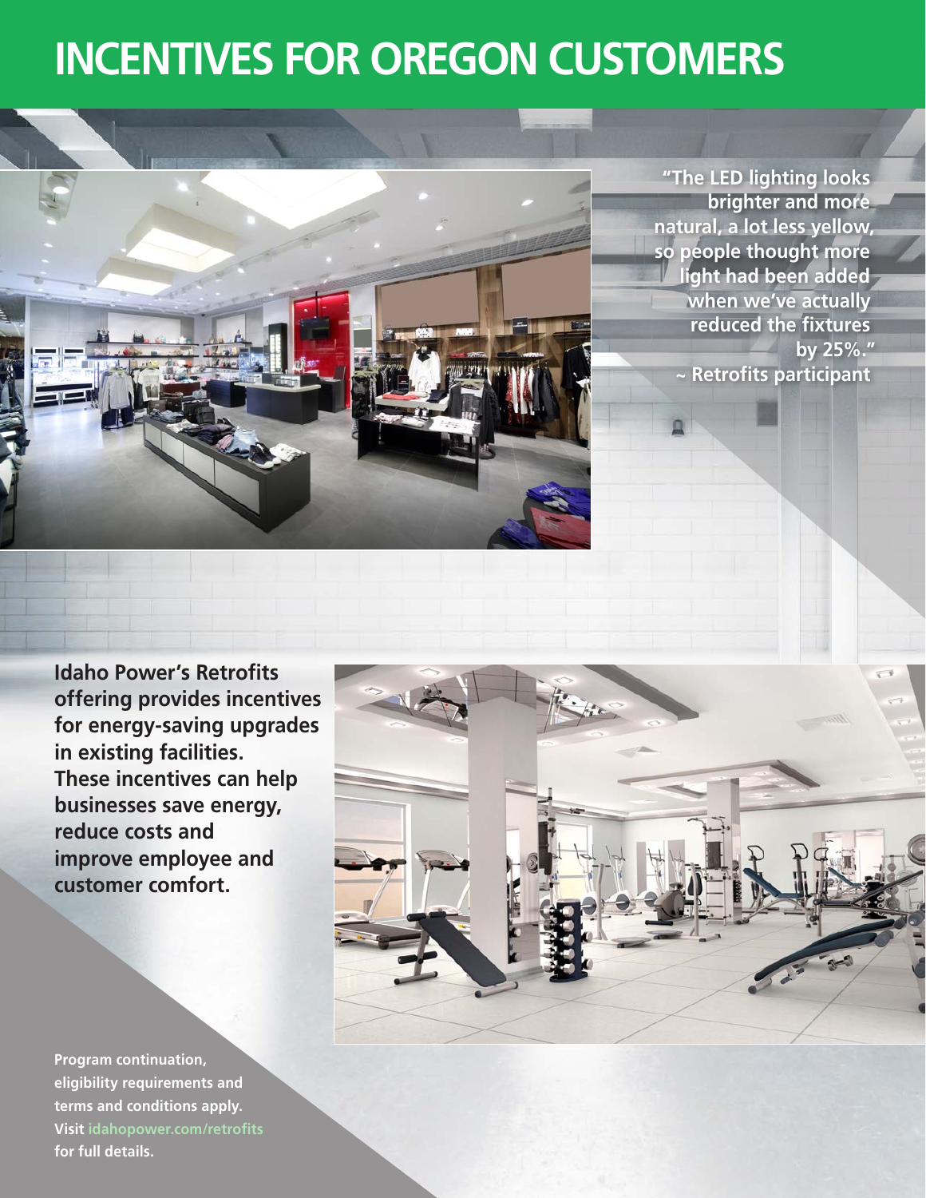# INCENTIVES FOR OREGON CUSTOMERS

**"The LED lighting looks brighter and more natural, a lot less yellow, so people thought more light had been added when we've actually reduced the fixtures by 25%."**
**~ Retrofits participant**

**Idaho Power's Retrofits offering provides incentives for energy-saving upgrades in existing facilities. These incentives can help businesses save energy, reduce costs and improve employee and customer comfort.**

**Program continuation, eligibility requirements and terms and conditions apply. Visit idahopower.com/retrofits for full details.**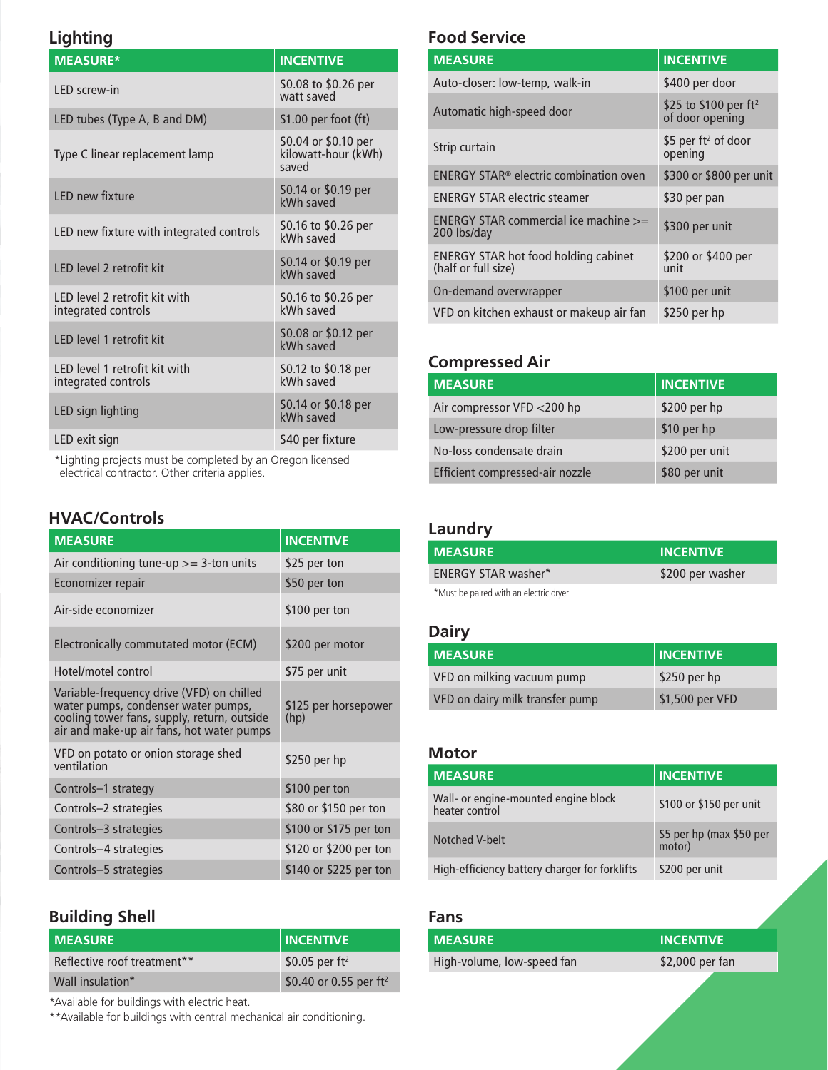## Lighting

| MEASURE* | INCENTIVE |
|---|---|
| LED screw-in | \$0.08 to \$0.26 per watt saved |
| LED tubes (Type A, B and DM) | \$1.00 per foot (ft) |
| Type C linear replacement lamp | \$0.04 or \$0.10 per kilowatt-hour (kWh) saved |
| LED new fixture | \$0.14 or \$0.19 per kWh saved |
| LED new fixture with integrated controls | \$0.16 to \$0.26 per kWh saved |
| LED level 2 retrofit kit | \$0.14 or \$0.19 per kWh saved |
| LED level 2 retrofit kit with integrated controls | \$0.16 to \$0.26 per kWh saved |
| LED level 1 retrofit kit | \$0.08 or \$0.12 per kWh saved |
| LED level 1 retrofit kit with integrated controls | \$0.12 to \$0.18 per kWh saved |
| LED sign lighting | \$0.14 or \$0.18 per kWh saved |
| LED exit sign | \$40 per fixture |

*Lighting projects must be completed by an Oregon licensed electrical contractor. Other criteria applies.

## HVAC/Controls

| MEASURE | INCENTIVE |
|---|---|
| Air conditioning tune-up >= 3-ton units | \$25 per ton |
| Economizer repair | \$50 per ton |
| Air-side economizer | \$100 per ton |
| Electronically commutated motor (ECM) | \$200 per motor |
| Hotel/motel control | \$75 per unit |
| Variable-frequency drive (VFD) on chilled water pumps, condenser water pumps, cooling tower fans, supply, return, outside air and make-up air fans, hot water pumps | \$125 per horsepower (hp) |
| VFD on potato or onion storage shed ventilation | \$250 per hp |
| Controls–1 strategy | \$100 per ton |
| Controls–2 strategies | \$80 or \$150 per ton |
| Controls–3 strategies | \$100 or \$175 per ton |
| Controls–4 strategies | \$120 or \$200 per ton |
| Controls–5 strategies | \$140 or \$225 per ton |

## Building Shell

| MEASURE | INCENTIVE |
|---|---|
| Reflective roof treatment** | \$0.05 per $ft^2$ |
| Wall insulation* | \$0.40 or 0.55 per $ft^2$ |

*Available for buildings with electric heat.

**Available for buildings with central mechanical air conditioning.

## Food Service

| MEASURE | INCENTIVE |
|---|---|
| Auto-closer: low-temp, walk-in | \$400 per door |
| Automatic high-speed door | \$25 to \$100 per $ft^2$ of door opening |
| Strip curtain | \$5 per $ft^2$ of door opening |
| ENERGY STAR® electric combination oven | \$300 or \$800 per unit |
| ENERGY STAR electric steamer | \$30 per pan |
| ENERGY STAR commercial ice machine >= 200 lbs/day | \$300 per unit |
| ENERGY STAR hot food holding cabinet (half or full size) | \$200 or \$400 per unit |
| On-demand overwrapper | \$100 per unit |
| VFD on kitchen exhaust or makeup air fan | \$250 per hp |

## Compressed Air

| MEASURE | INCENTIVE |
|---|---|
| Air compressor VFD <200 hp | \$200 per hp |
| Low-pressure drop filter | \$10 per hp |
| No-loss condensate drain | \$200 per unit |
| Efficient compressed-air nozzle | \$80 per unit |

## Laundry

| MEASURE | INCENTIVE |
|---|---|
| ENERGY STAR washer* | \$200 per washer |

*Must be paired with an electric dryer

## Dairy

| MEASURE | INCENTIVE |
|---|---|
| VFD on milking vacuum pump | \$250 per hp |
| VFD on dairy milk transfer pump | \$1,500 per VFD |

## Motor

| MEASURE | INCENTIVE |
|---|---|
| Wall- or engine-mounted engine block heater control | \$100 or \$150 per unit |
| Notched V-belt | \$5 per hp (max \$50 per motor) |
| High-efficiency battery charger for forklifts | \$200 per unit |

## Fans

| MEASURE | INCENTIVE |
|---|---|
| High-volume, low-speed fan | \$2,000 per fan |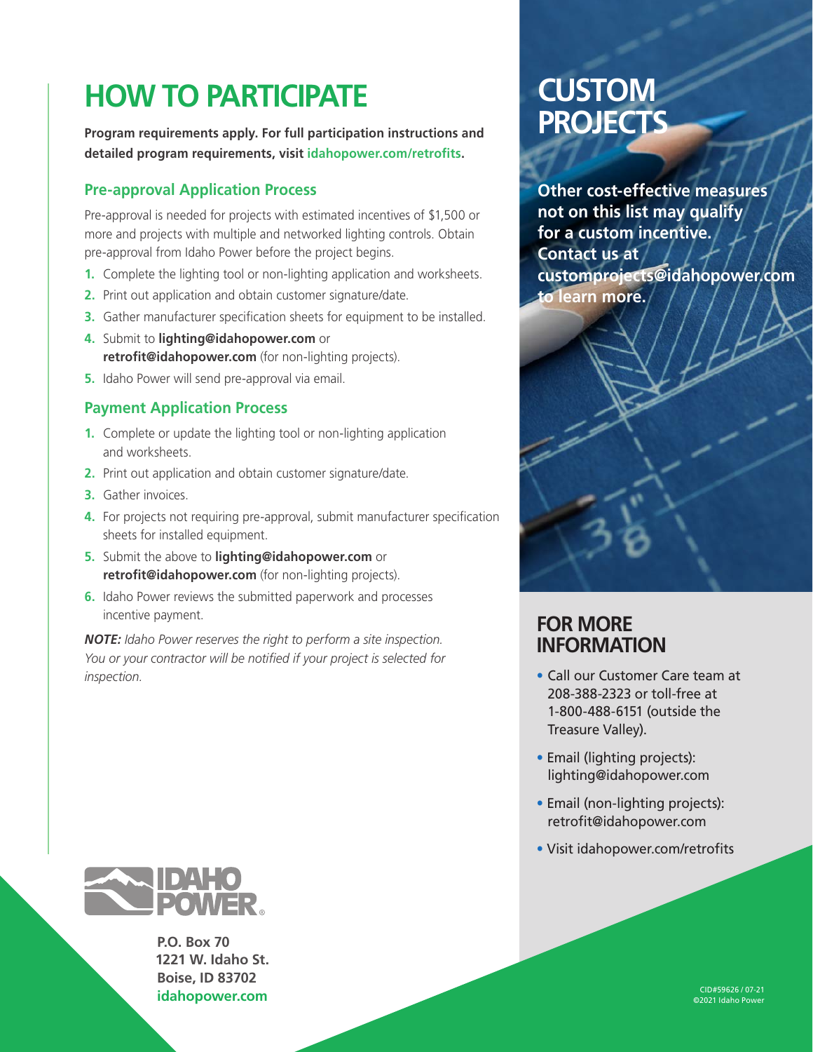# HOW TO PARTICIPATE

**Program requirements apply. For full participation instructions and detailed program requirements, visit idahopower.com/retrofits.**

## Pre-approval Application Process

Pre-approval is needed for projects with estimated incentives of $1,500 or more and projects with multiple and networked lighting controls. Obtain pre-approval from Idaho Power before the project begins.

1. Complete the lighting tool or non-lighting application and worksheets.
2. Print out application and obtain customer signature/date.
3. Gather manufacturer specification sheets for equipment to be installed.
4. Submit to **lighting@idahopower.com** or **retrofit@idahopower.com** (for non-lighting projects).
5. Idaho Power will send pre-approval via email.

## Payment Application Process

1. Complete or update the lighting tool or non-lighting application and worksheets.
2. Print out application and obtain customer signature/date.
3. Gather invoices.
4. For projects not requiring pre-approval, submit manufacturer specification sheets for installed equipment.
5. Submit the above to **lighting@idahopower.com** or **retrofit@idahopower.com** (for non-lighting projects).
6. Idaho Power reviews the submitted paperwork and processes incentive payment.

***NOTE:*** *Idaho Power reserves the right to perform a site inspection. You or your contractor will be notified if your project is selected for inspection.*

# CUSTOM PROJECTS

**Other cost-effective measures not on this list may qualify for a custom incentive. Contact us at customprojects@idahopower.com to learn more.**

## FOR MORE INFORMATION

- Call our Customer Care team at 208-388-2323 or toll-free at 1-800-488-6151 (outside the Treasure Valley).
- Email (lighting projects): lighting@idahopower.com
- Email (non-lighting projects): retrofit@idahopower.com
- Visit idahopower.com/retrofits

IDAHO POWER®

**P.O. Box 70**
**1221 W. Idaho St.**
**Boise, ID 83702**
**idahopower.com**

CID#59626 / 07-21
©2021 Idaho Power